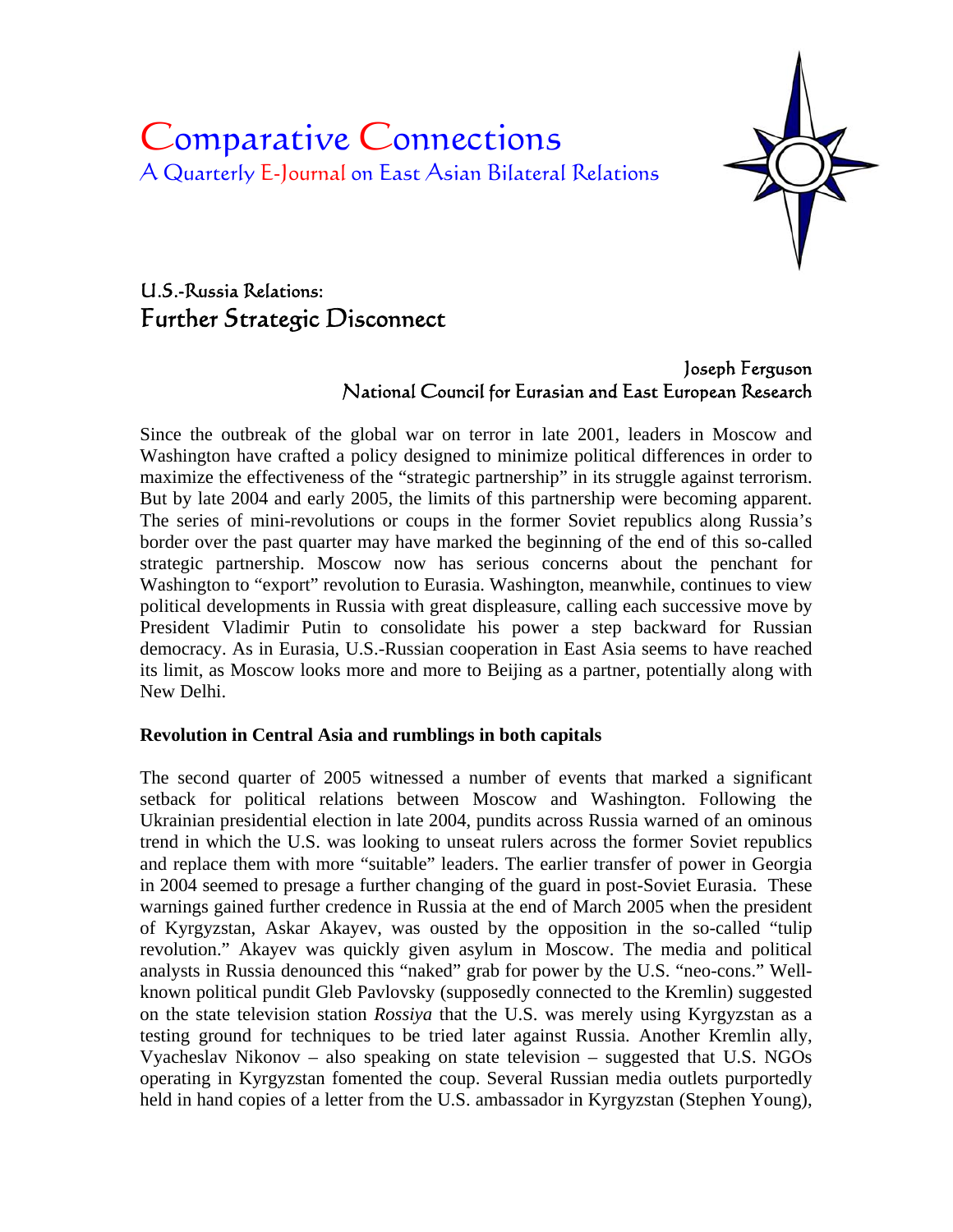# Comparative Connections

A Quarterly E-Journal on East Asian Bilateral Relations

## U.S.-Russia Relations:
## Further Strategic Disconnect

Joseph Ferguson
National Council for Eurasian and East European Research

Since the outbreak of the global war on terror in late 2001, leaders in Moscow and Washington have crafted a policy designed to minimize political differences in order to maximize the effectiveness of the "strategic partnership" in its struggle against terrorism. But by late 2004 and early 2005, the limits of this partnership were becoming apparent. The series of mini-revolutions or coups in the former Soviet republics along Russia's border over the past quarter may have marked the beginning of the end of this so-called strategic partnership. Moscow now has serious concerns about the penchant for Washington to "export" revolution to Eurasia. Washington, meanwhile, continues to view political developments in Russia with great displeasure, calling each successive move by President Vladimir Putin to consolidate his power a step backward for Russian democracy. As in Eurasia, U.S.-Russian cooperation in East Asia seems to have reached its limit, as Moscow looks more and more to Beijing as a partner, potentially along with New Delhi.

**Revolution in Central Asia and rumblings in both capitals**

The second quarter of 2005 witnessed a number of events that marked a significant setback for political relations between Moscow and Washington. Following the Ukrainian presidential election in late 2004, pundits across Russia warned of an ominous trend in which the U.S. was looking to unseat rulers across the former Soviet republics and replace them with more "suitable" leaders. The earlier transfer of power in Georgia in 2004 seemed to presage a further changing of the guard in post-Soviet Eurasia. These warnings gained further credence in Russia at the end of March 2005 when the president of Kyrgyzstan, Askar Akayev, was ousted by the opposition in the so-called "tulip revolution." Akayev was quickly given asylum in Moscow. The media and political analysts in Russia denounced this "naked" grab for power by the U.S. "neo-cons." Well-known political pundit Gleb Pavlovsky (supposedly connected to the Kremlin) suggested on the state television station *Rossiya* that the U.S. was merely using Kyrgyzstan as a testing ground for techniques to be tried later against Russia. Another Kremlin ally, Vyacheslav Nikonov – also speaking on state television – suggested that U.S. NGOs operating in Kyrgyzstan fomented the coup. Several Russian media outlets purportedly held in hand copies of a letter from the U.S. ambassador in Kyrgyzstan (Stephen Young),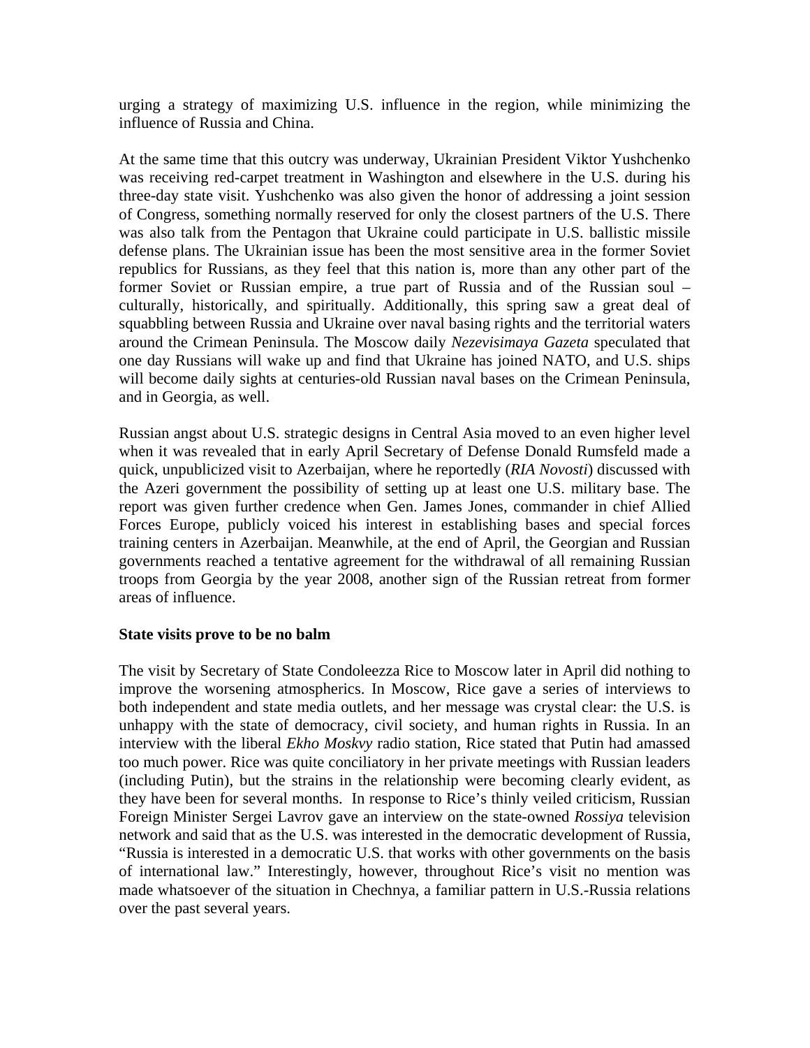urging a strategy of maximizing U.S. influence in the region, while minimizing the influence of Russia and China.

At the same time that this outcry was underway, Ukrainian President Viktor Yushchenko was receiving red-carpet treatment in Washington and elsewhere in the U.S. during his three-day state visit. Yushchenko was also given the honor of addressing a joint session of Congress, something normally reserved for only the closest partners of the U.S. There was also talk from the Pentagon that Ukraine could participate in U.S. ballistic missile defense plans. The Ukrainian issue has been the most sensitive area in the former Soviet republics for Russians, as they feel that this nation is, more than any other part of the former Soviet or Russian empire, a true part of Russia and of the Russian soul – culturally, historically, and spiritually. Additionally, this spring saw a great deal of squabbling between Russia and Ukraine over naval basing rights and the territorial waters around the Crimean Peninsula. The Moscow daily *Nezevisimaya Gazeta* speculated that one day Russians will wake up and find that Ukraine has joined NATO, and U.S. ships will become daily sights at centuries-old Russian naval bases on the Crimean Peninsula, and in Georgia, as well.

Russian angst about U.S. strategic designs in Central Asia moved to an even higher level when it was revealed that in early April Secretary of Defense Donald Rumsfeld made a quick, unpublicized visit to Azerbaijan, where he reportedly (*RIA Novosti*) discussed with the Azeri government the possibility of setting up at least one U.S. military base. The report was given further credence when Gen. James Jones, commander in chief Allied Forces Europe, publicly voiced his interest in establishing bases and special forces training centers in Azerbaijan. Meanwhile, at the end of April, the Georgian and Russian governments reached a tentative agreement for the withdrawal of all remaining Russian troops from Georgia by the year 2008, another sign of the Russian retreat from former areas of influence.

**State visits prove to be no balm**

The visit by Secretary of State Condoleezza Rice to Moscow later in April did nothing to improve the worsening atmospherics. In Moscow, Rice gave a series of interviews to both independent and state media outlets, and her message was crystal clear: the U.S. is unhappy with the state of democracy, civil society, and human rights in Russia. In an interview with the liberal *Ekho Moskvy* radio station, Rice stated that Putin had amassed too much power. Rice was quite conciliatory in her private meetings with Russian leaders (including Putin), but the strains in the relationship were becoming clearly evident, as they have been for several months. In response to Rice's thinly veiled criticism, Russian Foreign Minister Sergei Lavrov gave an interview on the state-owned *Rossiya* television network and said that as the U.S. was interested in the democratic development of Russia, "Russia is interested in a democratic U.S. that works with other governments on the basis of international law." Interestingly, however, throughout Rice's visit no mention was made whatsoever of the situation in Chechnya, a familiar pattern in U.S.-Russia relations over the past several years.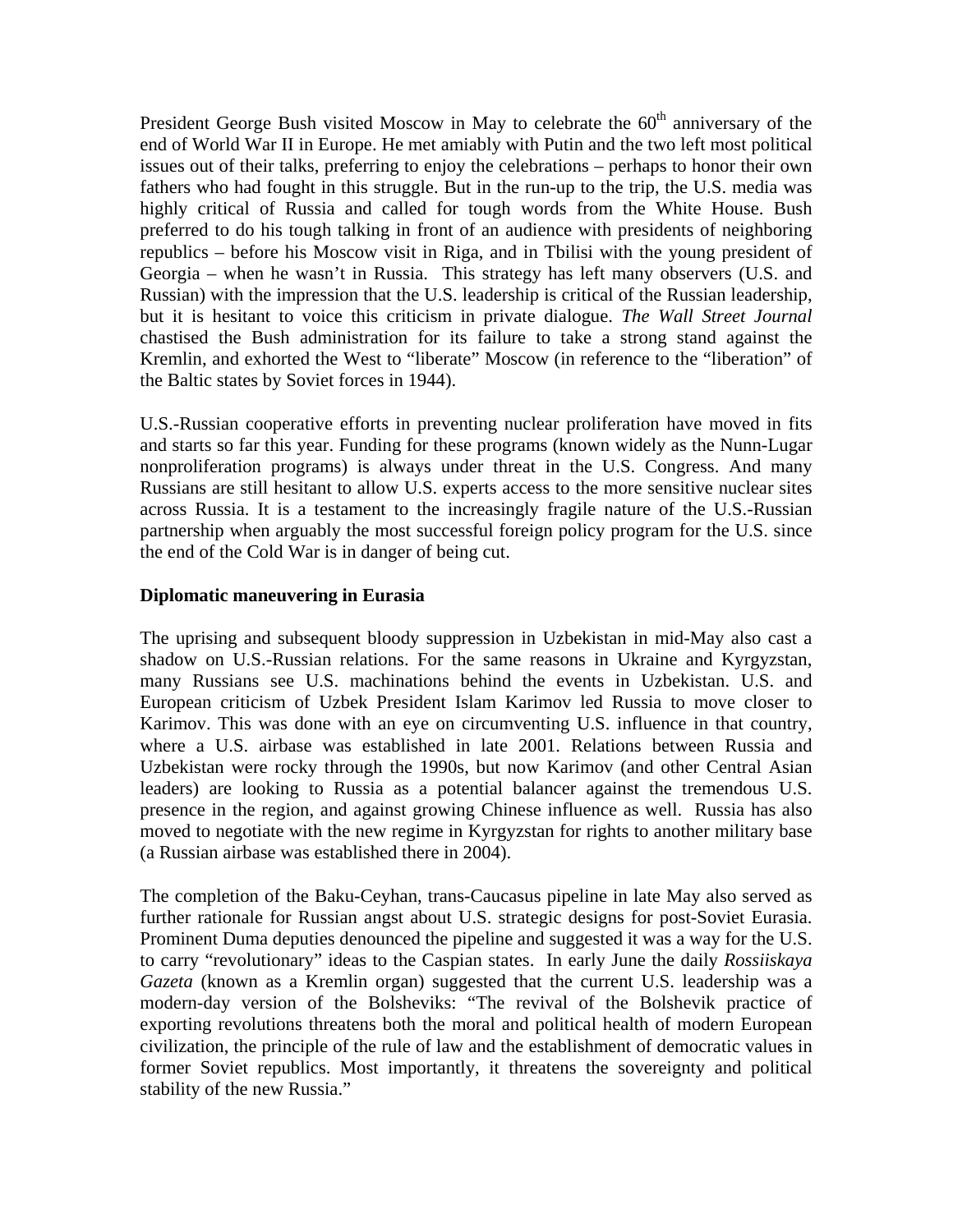President George Bush visited Moscow in May to celebrate the 60th anniversary of the end of World War II in Europe. He met amiably with Putin and the two left most political issues out of their talks, preferring to enjoy the celebrations – perhaps to honor their own fathers who had fought in this struggle. But in the run-up to the trip, the U.S. media was highly critical of Russia and called for tough words from the White House. Bush preferred to do his tough talking in front of an audience with presidents of neighboring republics – before his Moscow visit in Riga, and in Tbilisi with the young president of Georgia – when he wasn't in Russia. This strategy has left many observers (U.S. and Russian) with the impression that the U.S. leadership is critical of the Russian leadership, but it is hesitant to voice this criticism in private dialogue. *The Wall Street Journal* chastised the Bush administration for its failure to take a strong stand against the Kremlin, and exhorted the West to "liberate" Moscow (in reference to the "liberation" of the Baltic states by Soviet forces in 1944).

U.S.-Russian cooperative efforts in preventing nuclear proliferation have moved in fits and starts so far this year. Funding for these programs (known widely as the Nunn-Lugar nonproliferation programs) is always under threat in the U.S. Congress. And many Russians are still hesitant to allow U.S. experts access to the more sensitive nuclear sites across Russia. It is a testament to the increasingly fragile nature of the U.S.-Russian partnership when arguably the most successful foreign policy program for the U.S. since the end of the Cold War is in danger of being cut.

**Diplomatic maneuvering in Eurasia**

The uprising and subsequent bloody suppression in Uzbekistan in mid-May also cast a shadow on U.S.-Russian relations. For the same reasons in Ukraine and Kyrgyzstan, many Russians see U.S. machinations behind the events in Uzbekistan. U.S. and European criticism of Uzbek President Islam Karimov led Russia to move closer to Karimov. This was done with an eye on circumventing U.S. influence in that country, where a U.S. airbase was established in late 2001. Relations between Russia and Uzbekistan were rocky through the 1990s, but now Karimov (and other Central Asian leaders) are looking to Russia as a potential balancer against the tremendous U.S. presence in the region, and against growing Chinese influence as well. Russia has also moved to negotiate with the new regime in Kyrgyzstan for rights to another military base (a Russian airbase was established there in 2004).

The completion of the Baku-Ceyhan, trans-Caucasus pipeline in late May also served as further rationale for Russian angst about U.S. strategic designs for post-Soviet Eurasia. Prominent Duma deputies denounced the pipeline and suggested it was a way for the U.S. to carry "revolutionary" ideas to the Caspian states. In early June the daily *Rossiiskaya Gazeta* (known as a Kremlin organ) suggested that the current U.S. leadership was a modern-day version of the Bolsheviks: "The revival of the Bolshevik practice of exporting revolutions threatens both the moral and political health of modern European civilization, the principle of the rule of law and the establishment of democratic values in former Soviet republics. Most importantly, it threatens the sovereignty and political stability of the new Russia."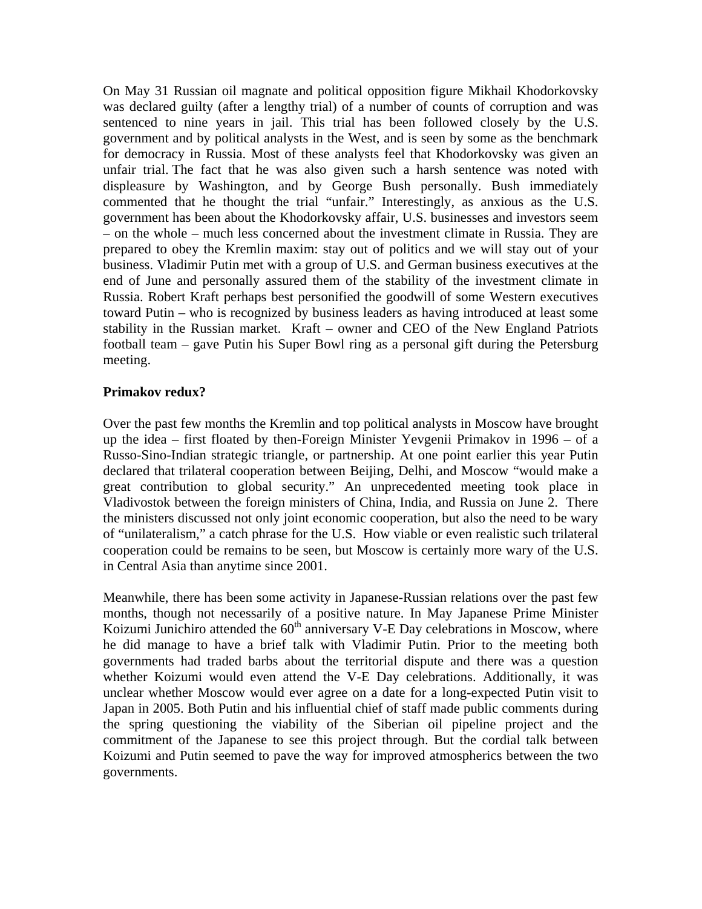On May 31 Russian oil magnate and political opposition figure Mikhail Khodorkovsky was declared guilty (after a lengthy trial) of a number of counts of corruption and was sentenced to nine years in jail. This trial has been followed closely by the U.S. government and by political analysts in the West, and is seen by some as the benchmark for democracy in Russia. Most of these analysts feel that Khodorkovsky was given an unfair trial. The fact that he was also given such a harsh sentence was noted with displeasure by Washington, and by George Bush personally. Bush immediately commented that he thought the trial "unfair." Interestingly, as anxious as the U.S. government has been about the Khodorkovsky affair, U.S. businesses and investors seem – on the whole – much less concerned about the investment climate in Russia. They are prepared to obey the Kremlin maxim: stay out of politics and we will stay out of your business. Vladimir Putin met with a group of U.S. and German business executives at the end of June and personally assured them of the stability of the investment climate in Russia. Robert Kraft perhaps best personified the goodwill of some Western executives toward Putin – who is recognized by business leaders as having introduced at least some stability in the Russian market. Kraft – owner and CEO of the New England Patriots football team – gave Putin his Super Bowl ring as a personal gift during the Petersburg meeting.

**Primakov redux?**

Over the past few months the Kremlin and top political analysts in Moscow have brought up the idea – first floated by then-Foreign Minister Yevgenii Primakov in 1996 – of a Russo-Sino-Indian strategic triangle, or partnership. At one point earlier this year Putin declared that trilateral cooperation between Beijing, Delhi, and Moscow "would make a great contribution to global security." An unprecedented meeting took place in Vladivostok between the foreign ministers of China, India, and Russia on June 2. There the ministers discussed not only joint economic cooperation, but also the need to be wary of "unilateralism," a catch phrase for the U.S. How viable or even realistic such trilateral cooperation could be remains to be seen, but Moscow is certainly more wary of the U.S. in Central Asia than anytime since 2001.

Meanwhile, there has been some activity in Japanese-Russian relations over the past few months, though not necessarily of a positive nature. In May Japanese Prime Minister Koizumi Junichiro attended the 60th anniversary V-E Day celebrations in Moscow, where he did manage to have a brief talk with Vladimir Putin. Prior to the meeting both governments had traded barbs about the territorial dispute and there was a question whether Koizumi would even attend the V-E Day celebrations. Additionally, it was unclear whether Moscow would ever agree on a date for a long-expected Putin visit to Japan in 2005. Both Putin and his influential chief of staff made public comments during the spring questioning the viability of the Siberian oil pipeline project and the commitment of the Japanese to see this project through. But the cordial talk between Koizumi and Putin seemed to pave the way for improved atmospherics between the two governments.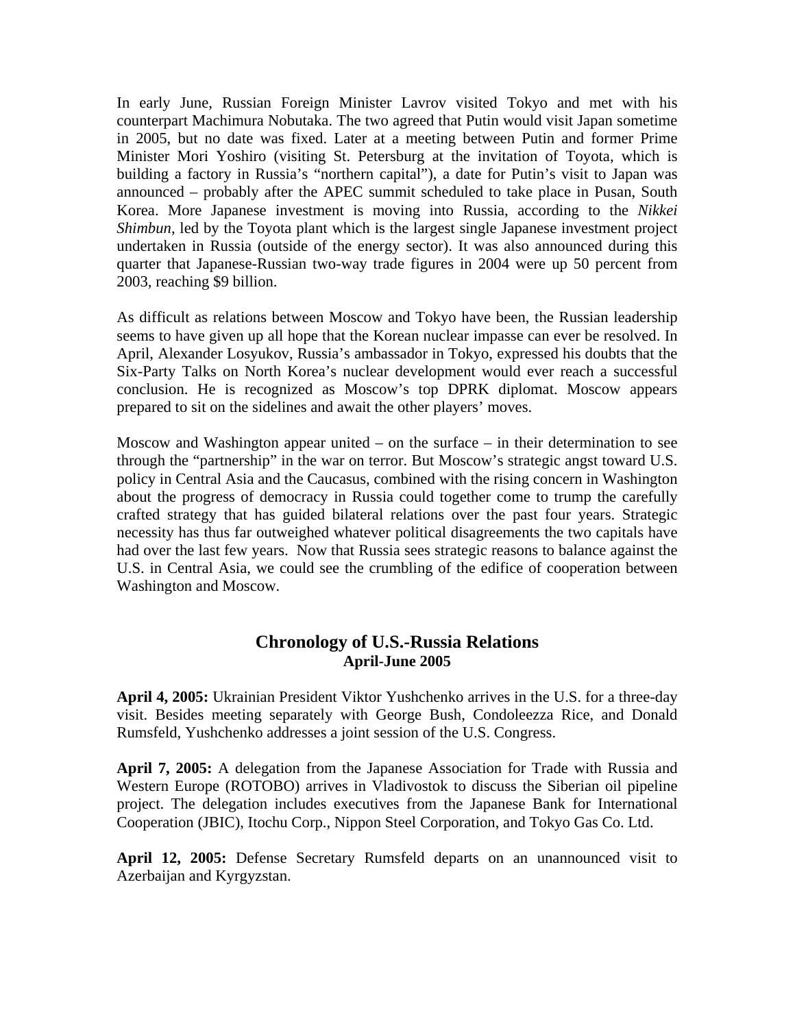In early June, Russian Foreign Minister Lavrov visited Tokyo and met with his counterpart Machimura Nobutaka. The two agreed that Putin would visit Japan sometime in 2005, but no date was fixed. Later at a meeting between Putin and former Prime Minister Mori Yoshiro (visiting St. Petersburg at the invitation of Toyota, which is building a factory in Russia's "northern capital"), a date for Putin's visit to Japan was announced – probably after the APEC summit scheduled to take place in Pusan, South Korea. More Japanese investment is moving into Russia, according to the *Nikkei Shimbun*, led by the Toyota plant which is the largest single Japanese investment project undertaken in Russia (outside of the energy sector). It was also announced during this quarter that Japanese-Russian two-way trade figures in 2004 were up 50 percent from 2003, reaching $9 billion.

As difficult as relations between Moscow and Tokyo have been, the Russian leadership seems to have given up all hope that the Korean nuclear impasse can ever be resolved. In April, Alexander Losyukov, Russia's ambassador in Tokyo, expressed his doubts that the Six-Party Talks on North Korea's nuclear development would ever reach a successful conclusion. He is recognized as Moscow's top DPRK diplomat. Moscow appears prepared to sit on the sidelines and await the other players' moves.

Moscow and Washington appear united – on the surface – in their determination to see through the "partnership" in the war on terror. But Moscow's strategic angst toward U.S. policy in Central Asia and the Caucasus, combined with the rising concern in Washington about the progress of democracy in Russia could together come to trump the carefully crafted strategy that has guided bilateral relations over the past four years. Strategic necessity has thus far outweighed whatever political disagreements the two capitals have had over the last few years. Now that Russia sees strategic reasons to balance against the U.S. in Central Asia, we could see the crumbling of the edifice of cooperation between Washington and Moscow.

## Chronology of U.S.-Russia Relations
### April-June 2005

**April 4, 2005:** Ukrainian President Viktor Yushchenko arrives in the U.S. for a three-day visit. Besides meeting separately with George Bush, Condoleezza Rice, and Donald Rumsfeld, Yushchenko addresses a joint session of the U.S. Congress.

**April 7, 2005:** A delegation from the Japanese Association for Trade with Russia and Western Europe (ROTOBO) arrives in Vladivostok to discuss the Siberian oil pipeline project. The delegation includes executives from the Japanese Bank for International Cooperation (JBIC), Itochu Corp., Nippon Steel Corporation, and Tokyo Gas Co. Ltd.

**April 12, 2005:** Defense Secretary Rumsfeld departs on an unannounced visit to Azerbaijan and Kyrgyzstan.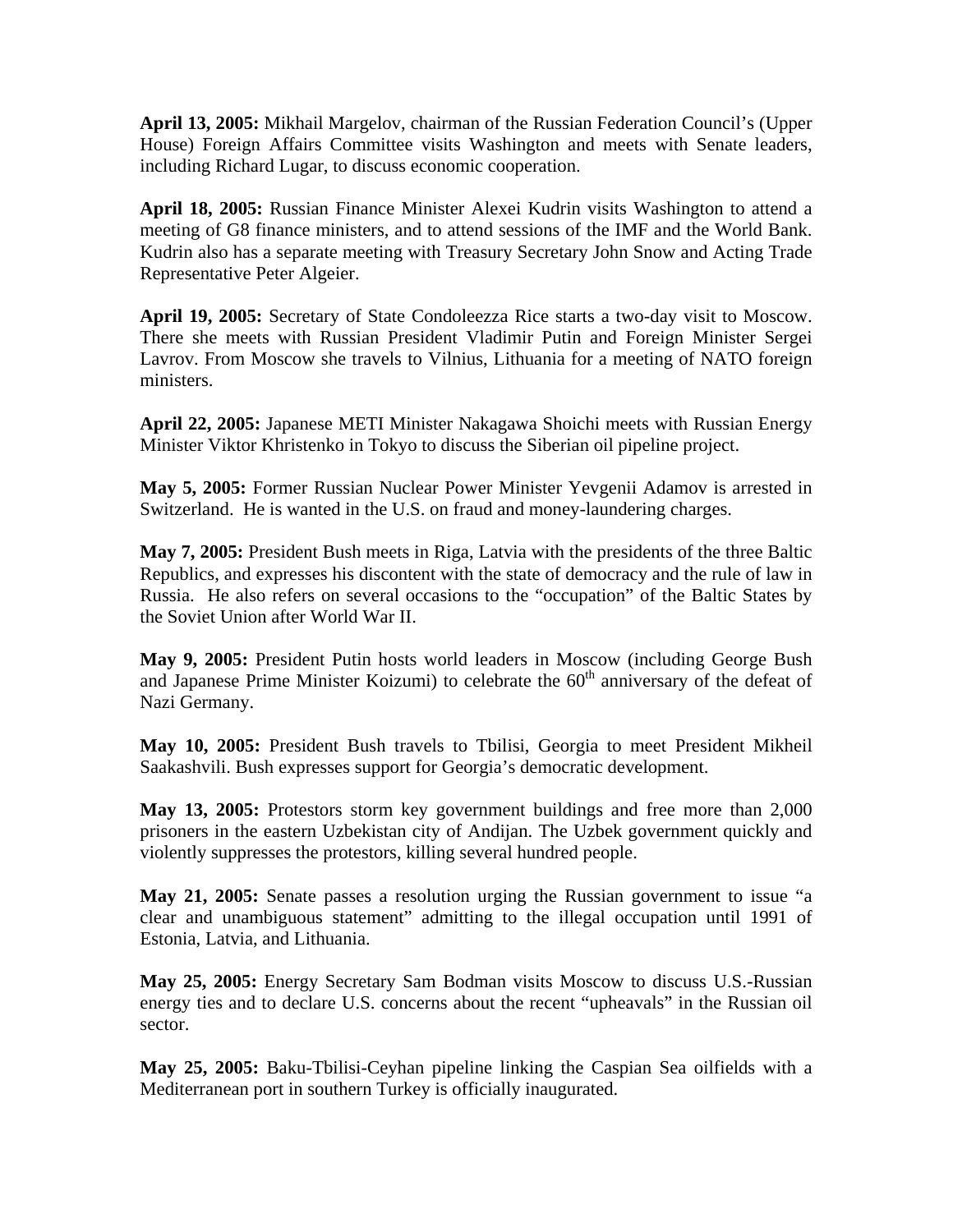**April 13, 2005:** Mikhail Margelov, chairman of the Russian Federation Council's (Upper House) Foreign Affairs Committee visits Washington and meets with Senate leaders, including Richard Lugar, to discuss economic cooperation.

**April 18, 2005:** Russian Finance Minister Alexei Kudrin visits Washington to attend a meeting of G8 finance ministers, and to attend sessions of the IMF and the World Bank. Kudrin also has a separate meeting with Treasury Secretary John Snow and Acting Trade Representative Peter Algeier.

**April 19, 2005:** Secretary of State Condoleezza Rice starts a two-day visit to Moscow. There she meets with Russian President Vladimir Putin and Foreign Minister Sergei Lavrov. From Moscow she travels to Vilnius, Lithuania for a meeting of NATO foreign ministers.

**April 22, 2005:** Japanese METI Minister Nakagawa Shoichi meets with Russian Energy Minister Viktor Khristenko in Tokyo to discuss the Siberian oil pipeline project.

**May 5, 2005:** Former Russian Nuclear Power Minister Yevgenii Adamov is arrested in Switzerland. He is wanted in the U.S. on fraud and money-laundering charges.

**May 7, 2005:** President Bush meets in Riga, Latvia with the presidents of the three Baltic Republics, and expresses his discontent with the state of democracy and the rule of law in Russia. He also refers on several occasions to the "occupation" of the Baltic States by the Soviet Union after World War II.

**May 9, 2005:** President Putin hosts world leaders in Moscow (including George Bush and Japanese Prime Minister Koizumi) to celebrate the 60th anniversary of the defeat of Nazi Germany.

**May 10, 2005:** President Bush travels to Tbilisi, Georgia to meet President Mikheil Saakashvili. Bush expresses support for Georgia's democratic development.

**May 13, 2005:** Protestors storm key government buildings and free more than 2,000 prisoners in the eastern Uzbekistan city of Andijan. The Uzbek government quickly and violently suppresses the protestors, killing several hundred people.

**May 21, 2005:** Senate passes a resolution urging the Russian government to issue "a clear and unambiguous statement" admitting to the illegal occupation until 1991 of Estonia, Latvia, and Lithuania.

**May 25, 2005:** Energy Secretary Sam Bodman visits Moscow to discuss U.S.-Russian energy ties and to declare U.S. concerns about the recent "upheavals" in the Russian oil sector.

**May 25, 2005:** Baku-Tbilisi-Ceyhan pipeline linking the Caspian Sea oilfields with a Mediterranean port in southern Turkey is officially inaugurated.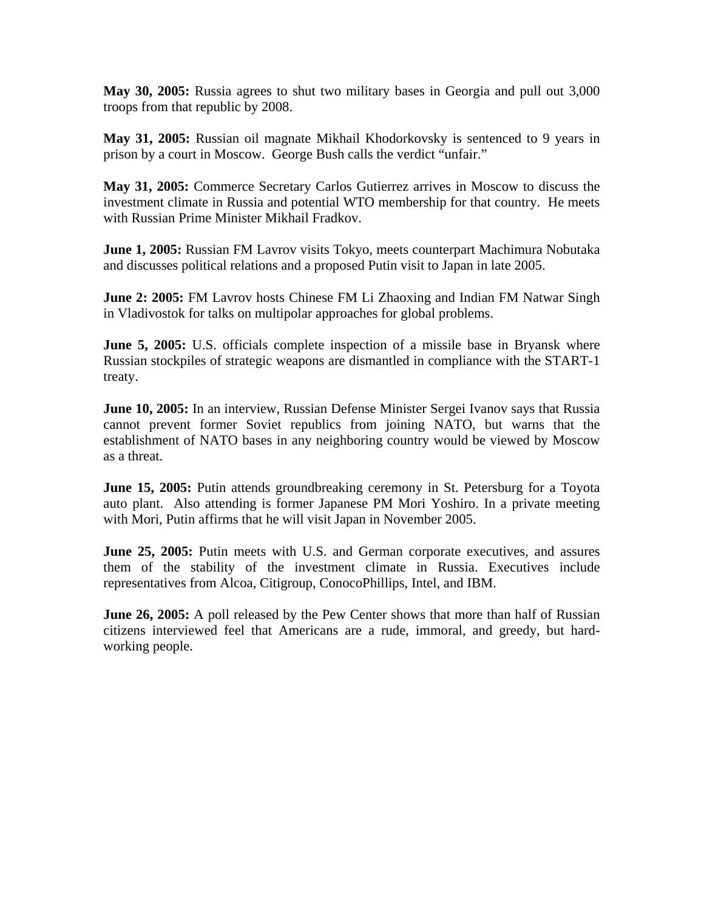**May 30, 2005:** Russia agrees to shut two military bases in Georgia and pull out 3,000 troops from that republic by 2008.

**May 31, 2005:** Russian oil magnate Mikhail Khodorkovsky is sentenced to 9 years in prison by a court in Moscow. George Bush calls the verdict "unfair."

**May 31, 2005:** Commerce Secretary Carlos Gutierrez arrives in Moscow to discuss the investment climate in Russia and potential WTO membership for that country. He meets with Russian Prime Minister Mikhail Fradkov.

**June 1, 2005:** Russian FM Lavrov visits Tokyo, meets counterpart Machimura Nobutaka and discusses political relations and a proposed Putin visit to Japan in late 2005.

**June 2: 2005:** FM Lavrov hosts Chinese FM Li Zhaoxing and Indian FM Natwar Singh in Vladivostok for talks on multipolar approaches for global problems.

**June 5, 2005:** U.S. officials complete inspection of a missile base in Bryansk where Russian stockpiles of strategic weapons are dismantled in compliance with the START-1 treaty.

**June 10, 2005:** In an interview, Russian Defense Minister Sergei Ivanov says that Russia cannot prevent former Soviet republics from joining NATO, but warns that the establishment of NATO bases in any neighboring country would be viewed by Moscow as a threat.

**June 15, 2005:** Putin attends groundbreaking ceremony in St. Petersburg for a Toyota auto plant. Also attending is former Japanese PM Mori Yoshiro. In a private meeting with Mori, Putin affirms that he will visit Japan in November 2005.

**June 25, 2005:** Putin meets with U.S. and German corporate executives, and assures them of the stability of the investment climate in Russia. Executives include representatives from Alcoa, Citigroup, ConocoPhillips, Intel, and IBM.

**June 26, 2005:** A poll released by the Pew Center shows that more than half of Russian citizens interviewed feel that Americans are a rude, immoral, and greedy, but hard-working people.